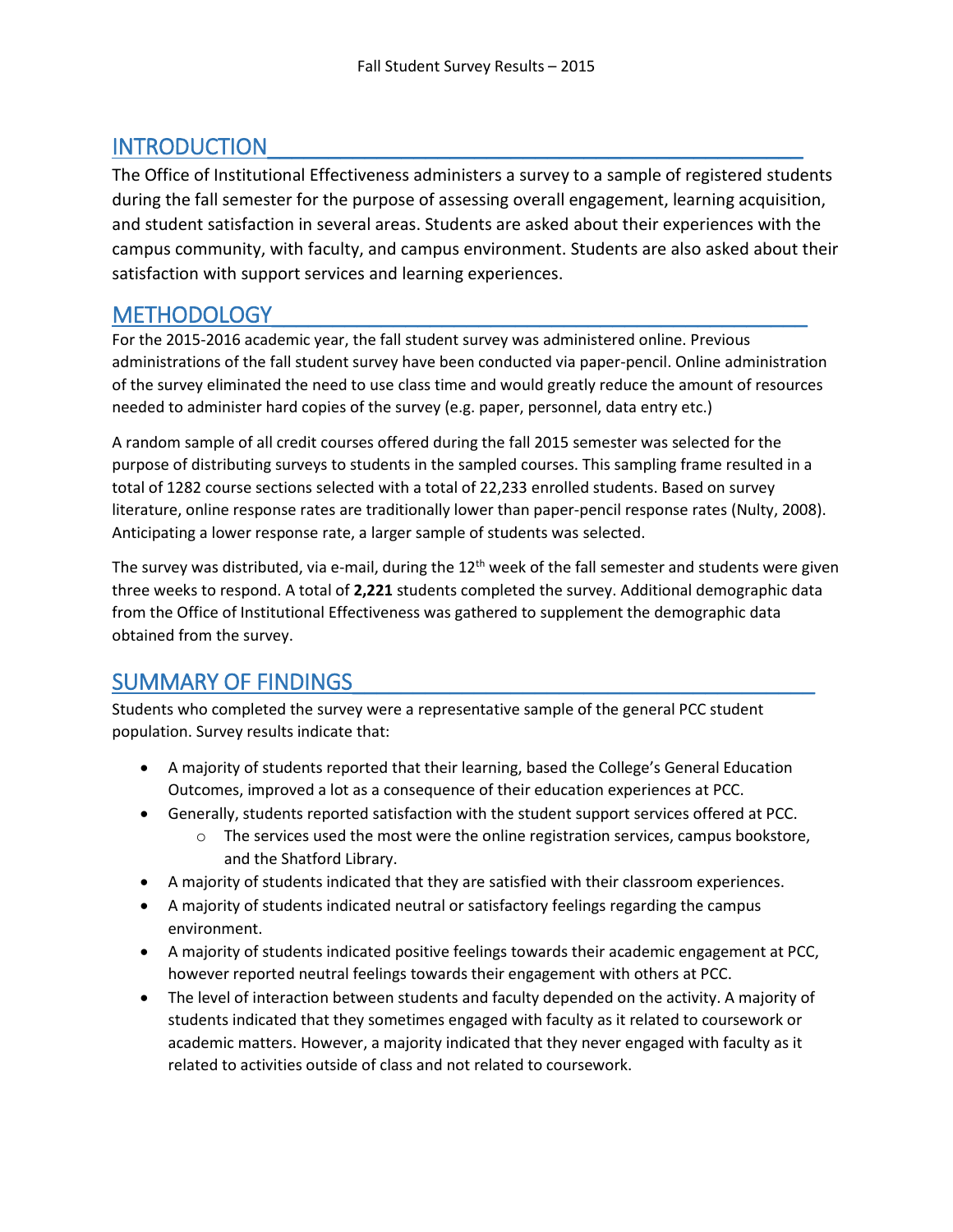# Fall Student Survey Results – 2015

## INTRODUCTION

The Office of Institutional Effectiveness administers a survey to a sample of registered students during the fall semester for the purpose of assessing overall engagement, learning acquisition, and student satisfaction in several areas. Students are asked about their experiences with the campus community, with faculty, and campus environment. Students are also asked about their satisfaction with support services and learning experiences.

## METHODOLOGY

For the 2015-2016 academic year, the fall student survey was administered online. Previous administrations of the fall student survey have been conducted via paper-pencil. Online administration of the survey eliminated the need to use class time and would greatly reduce the amount of resources needed to administer hard copies of the survey (e.g. paper, personnel, data entry etc.)

A random sample of all credit courses offered during the fall 2015 semester was selected for the purpose of distributing surveys to students in the sampled courses. This sampling frame resulted in a total of 1282 course sections selected with a total of 22,233 enrolled students. Based on survey literature, online response rates are traditionally lower than paper-pencil response rates (Nulty, 2008). Anticipating a lower response rate, a larger sample of students was selected.

The survey was distributed, via e-mail, during the 12th week of the fall semester and students were given three weeks to respond. A total of **2,221** students completed the survey. Additional demographic data from the Office of Institutional Effectiveness was gathered to supplement the demographic data obtained from the survey.

## SUMMARY OF FINDINGS

Students who completed the survey were a representative sample of the general PCC student population. Survey results indicate that:

- A majority of students reported that their learning, based the College's General Education Outcomes, improved a lot as a consequence of their education experiences at PCC.
- Generally, students reported satisfaction with the student support services offered at PCC.
  - The services used the most were the online registration services, campus bookstore, and the Shatford Library.
- A majority of students indicated that they are satisfied with their classroom experiences.
- A majority of students indicated neutral or satisfactory feelings regarding the campus environment.
- A majority of students indicated positive feelings towards their academic engagement at PCC, however reported neutral feelings towards their engagement with others at PCC.
- The level of interaction between students and faculty depended on the activity. A majority of students indicated that they sometimes engaged with faculty as it related to coursework or academic matters. However, a majority indicated that they never engaged with faculty as it related to activities outside of class and not related to coursework.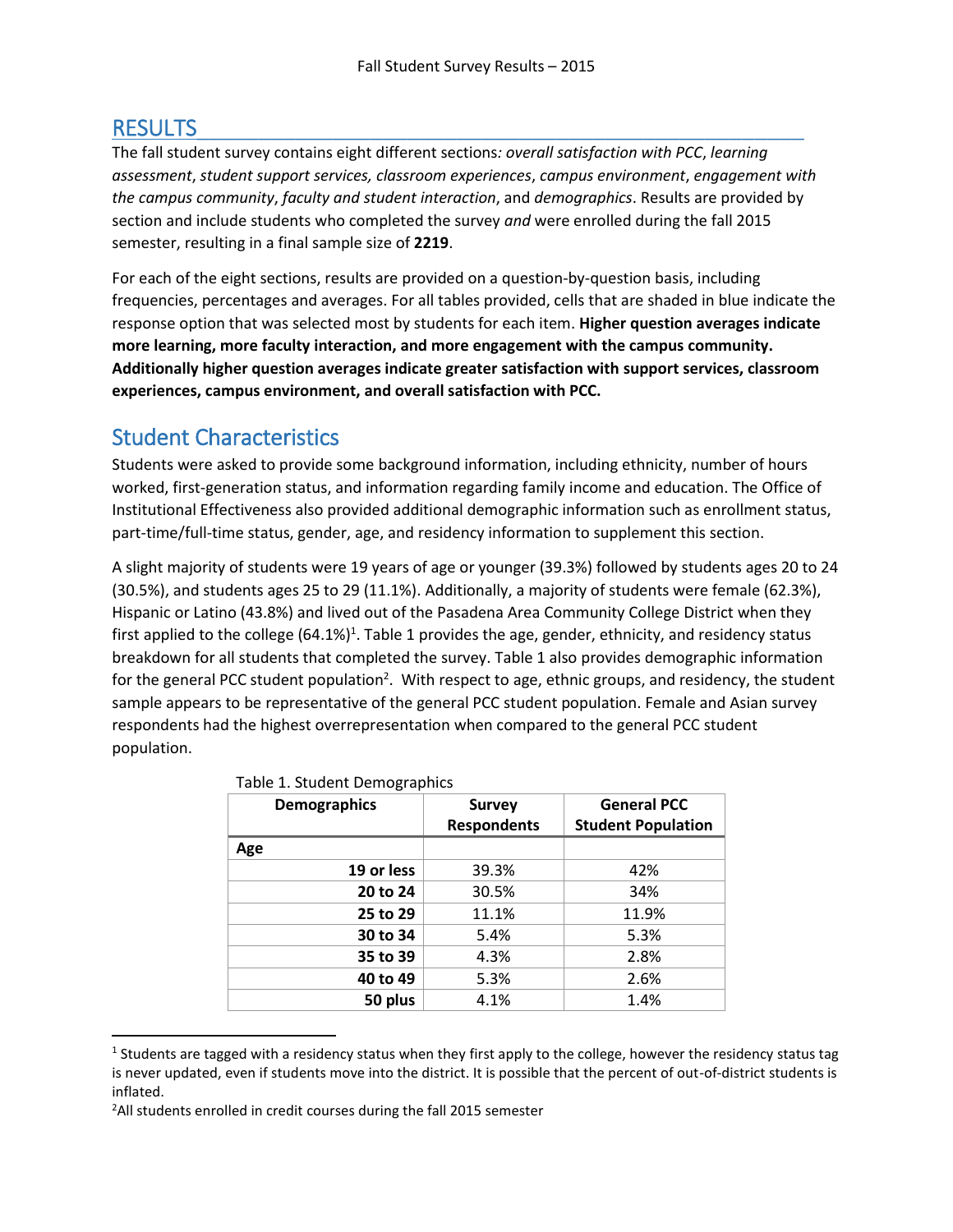# RESULTS

The fall student survey contains eight different sections*: overall satisfaction with PCC*, *learning assessment*, *student support services, classroom experiences*, *campus environment*, *engagement with the campus community*, *faculty and student interaction*, and *demographics*. Results are provided by section and include students who completed the survey *and* were enrolled during the fall 2015 semester, resulting in a final sample size of **2219**.

For each of the eight sections, results are provided on a question-by-question basis, including frequencies, percentages and averages. For all tables provided, cells that are shaded in blue indicate the response option that was selected most by students for each item. **Higher question averages indicate more learning, more faculty interaction, and more engagement with the campus community. Additionally higher question averages indicate greater satisfaction with support services, classroom experiences, campus environment, and overall satisfaction with PCC.**

## Student Characteristics

Students were asked to provide some background information, including ethnicity, number of hours worked, first-generation status, and information regarding family income and education. The Office of Institutional Effectiveness also provided additional demographic information such as enrollment status, part-time/full-time status, gender, age, and residency information to supplement this section.

A slight majority of students were 19 years of age or younger (39.3%) followed by students ages 20 to 24 (30.5%), and students ages 25 to 29 (11.1%). Additionally, a majority of students were female (62.3%), Hispanic or Latino (43.8%) and lived out of the Pasadena Area Community College District when they first applied to the college (64.1%)[1]. Table 1 provides the age, gender, ethnicity, and residency status breakdown for all students that completed the survey. Table 1 also provides demographic information for the general PCC student population[2]. With respect to age, ethnic groups, and residency, the student sample appears to be representative of the general PCC student population. Female and Asian survey respondents had the highest overrepresentation when compared to the general PCC student population.

Table 1. Student Demographics

| Demographics | Survey Respondents | General PCC Student Population |
|---|---|---|
| **Age** | | |
| **19 or less** | 39.3% | 42% |
| **20 to 24** | 30.5% | 34% |
| **25 to 29** | 11.1% | 11.9% |
| **30 to 34** | 5.4% | 5.3% |
| **35 to 39** | 4.3% | 2.8% |
| **40 to 49** | 5.3% | 2.6% |
| **50 plus** | 4.1% | 1.4% |

[1] Students are tagged with a residency status when they first apply to the college, however the residency status tag is never updated, even if students move into the district. It is possible that the percent of out-of-district students is inflated.

[2] All students enrolled in credit courses during the fall 2015 semester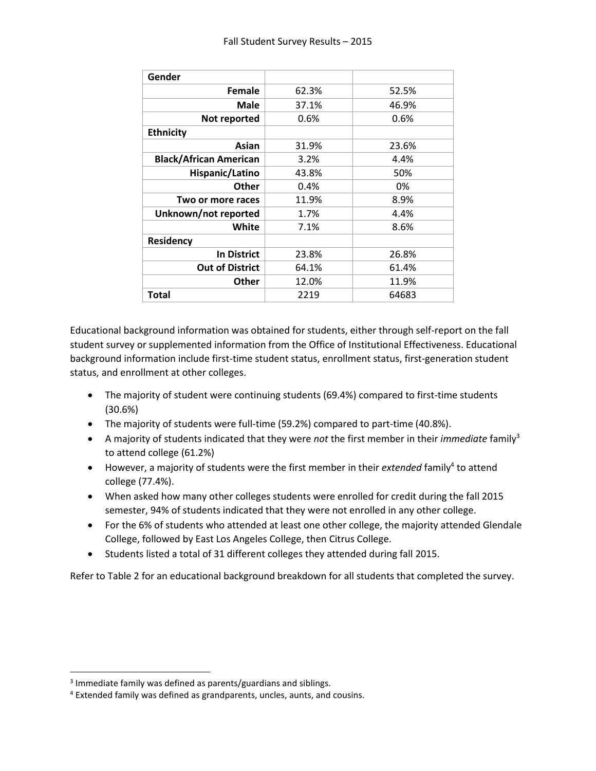| Gender | | |
|---|---|---|
| Female | 62.3% | 52.5% |
| Male | 37.1% | 46.9% |
| Not reported | 0.6% | 0.6% |
| **Ethnicity** | | |
| Asian | 31.9% | 23.6% |
| Black/African American | 3.2% | 4.4% |
| Hispanic/Latino | 43.8% | 50% |
| Other | 0.4% | 0% |
| Two or more races | 11.9% | 8.9% |
| Unknown/not reported | 1.7% | 4.4% |
| White | 7.1% | 8.6% |
| **Residency** | | |
| In District | 23.8% | 26.8% |
| Out of District | 64.1% | 61.4% |
| Other | 12.0% | 11.9% |
| **Total** | 2219 | 64683 |

Educational background information was obtained for students, either through self-report on the fall student survey or supplemented information from the Office of Institutional Effectiveness. Educational background information include first-time student status, enrollment status, first-generation student status, and enrollment at other colleges.

- The majority of student were continuing students (69.4%) compared to first-time students (30.6%)
- The majority of students were full-time (59.2%) compared to part-time (40.8%).
- A majority of students indicated that they were *not* the first member in their *immediate* family[3] to attend college (61.2%)
- However, a majority of students were the first member in their *extended* family[4] to attend college (77.4%).
- When asked how many other colleges students were enrolled for credit during the fall 2015 semester, 94% of students indicated that they were not enrolled in any other college.
- For the 6% of students who attended at least one other college, the majority attended Glendale College, followed by East Los Angeles College, then Citrus College.
- Students listed a total of 31 different colleges they attended during fall 2015.

Refer to Table 2 for an educational background breakdown for all students that completed the survey.

[3] Immediate family was defined as parents/guardians and siblings.

[4] Extended family was defined as grandparents, uncles, aunts, and cousins.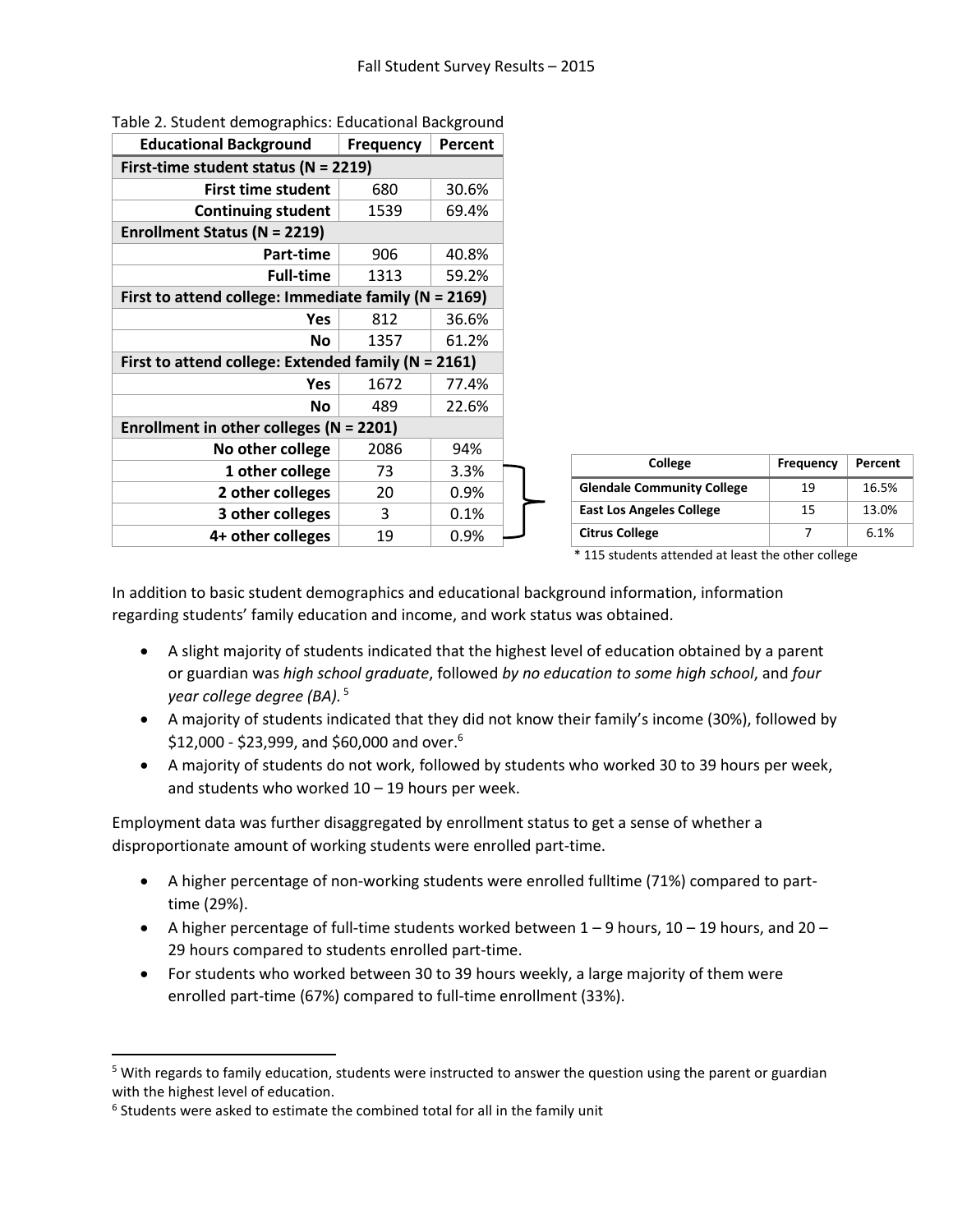Table 2. Student demographics: Educational Background

| Educational Background | Frequency | Percent |
|---|---|---|
| **First-time student status (N = 2219)** | | |
| **First time student** | 680 | 30.6% |
| **Continuing student** | 1539 | 69.4% |
| **Enrollment Status (N = 2219)** | | |
| **Part-time** | 906 | 40.8% |
| **Full-time** | 1313 | 59.2% |
| **First to attend college: Immediate family (N = 2169)** | | |
| **Yes** | 812 | 36.6% |
| **No** | 1357 | 61.2% |
| **First to attend college: Extended family (N = 2161)** | | |
| **Yes** | 1672 | 77.4% |
| **No** | 489 | 22.6% |
| **Enrollment in other colleges (N = 2201)** | | |
| **No other college** | 2086 | 94% |
| **1 other college** | 73 | 3.3% |
| **2 other colleges** | 20 | 0.9% |
| **3 other colleges** | 3 | 0.1% |
| **4+ other colleges** | 19 | 0.9% |

| College | Frequency | Percent |
|---|---|---|
| **Glendale Community College** | 19 | 16.5% |
| **East Los Angeles College** | 15 | 13.0% |
| **Citrus College** | 7 | 6.1% |

\* 115 students attended at least the other college

In addition to basic student demographics and educational background information, information regarding students' family education and income, and work status was obtained.

- A slight majority of students indicated that the highest level of education obtained by a parent or guardian was *high school graduate*, followed *by no education to some high school*, and *four year college degree (BA).*[5]
- A majority of students indicated that they did not know their family's income (30%), followed by $12,000 - $23,999, and $60,000 and over.[6]
- A majority of students do not work, followed by students who worked 30 to 39 hours per week, and students who worked 10 – 19 hours per week.

Employment data was further disaggregated by enrollment status to get a sense of whether a disproportionate amount of working students were enrolled part-time.

- A higher percentage of non-working students were enrolled fulltime (71%) compared to part-time (29%).
- A higher percentage of full-time students worked between 1 – 9 hours, 10 – 19 hours, and 20 – 29 hours compared to students enrolled part-time.
- For students who worked between 30 to 39 hours weekly, a large majority of them were enrolled part-time (67%) compared to full-time enrollment (33%).

[5] With regards to family education, students were instructed to answer the question using the parent or guardian with the highest level of education.

[6] Students were asked to estimate the combined total for all in the family unit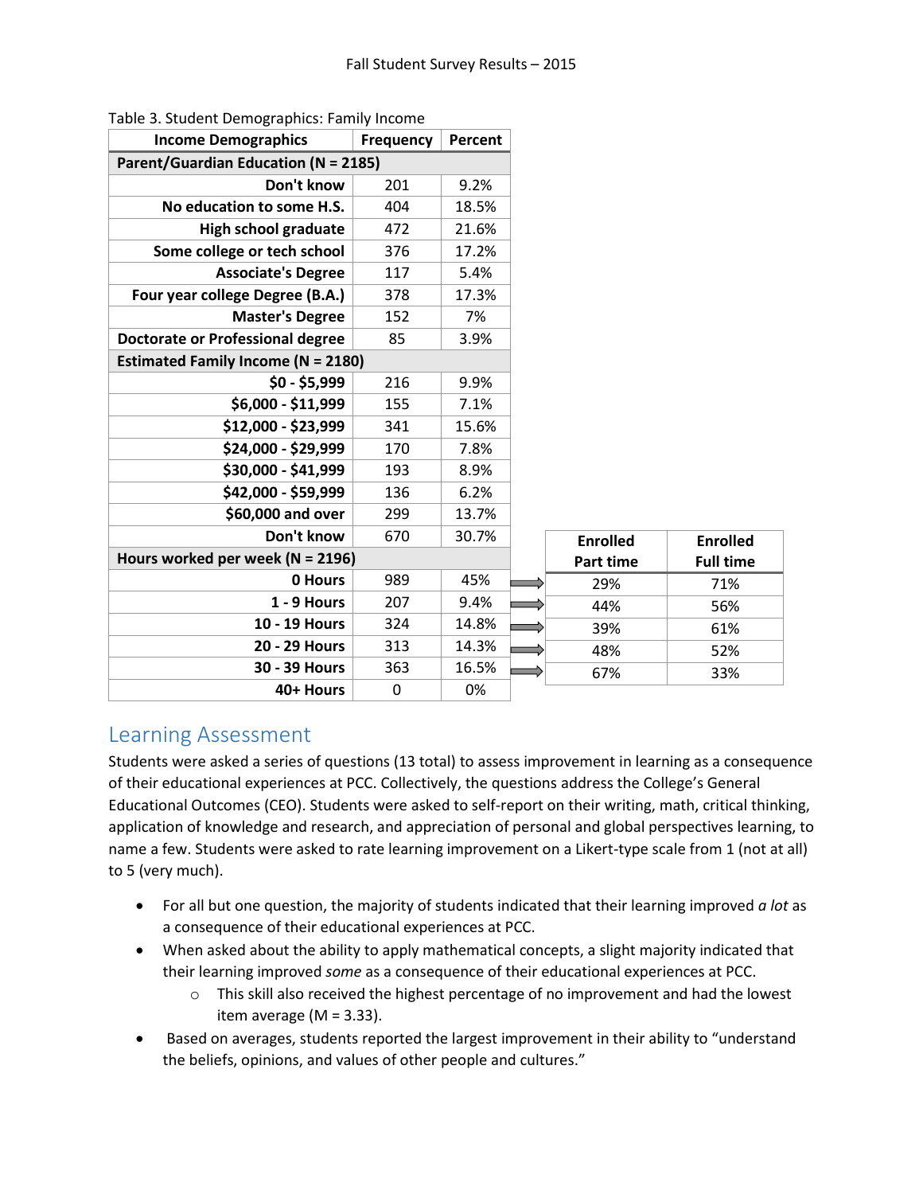Table 3. Student Demographics: Family Income

| Income Demographics | Frequency | Percent | Enrolled Part time | Enrolled Full time |
|---|---|---|---|---|
| **Parent/Guardian Education (N = 2185)** | | | | |
| Don't know | 201 | 9.2% | | |
| No education to some H.S. | 404 | 18.5% | | |
| High school graduate | 472 | 21.6% | | |
| Some college or tech school | 376 | 17.2% | | |
| Associate's Degree | 117 | 5.4% | | |
| Four year college Degree (B.A.) | 378 | 17.3% | | |
| Master's Degree | 152 | 7% | | |
| Doctorate or Professional degree | 85 | 3.9% | | |
| **Estimated Family Income (N = 2180)** | | | | |
| $0 - $5,999 | 216 | 9.9% | | |
| $6,000 - $11,999 | 155 | 7.1% | | |
| $12,000 - $23,999 | 341 | 15.6% | | |
| $24,000 - $29,999 | 170 | 7.8% | | |
| $30,000 - $41,999 | 193 | 8.9% | | |
| $42,000 - $59,999 | 136 | 6.2% | | |
| $60,000 and over | 299 | 13.7% | | |
| Don't know | 670 | 30.7% | | |
| **Hours worked per week (N = 2196)** | | | | |
| 0 Hours | 989 | 45% | 29% | 71% |
| 1 - 9 Hours | 207 | 9.4% | 44% | 56% |
| 10 - 19 Hours | 324 | 14.8% | 39% | 61% |
| 20 - 29 Hours | 313 | 14.3% | 48% | 52% |
| 30 - 39 Hours | 363 | 16.5% | 67% | 33% |
| 40+ Hours | 0 | 0% | | |

## Learning Assessment

Students were asked a series of questions (13 total) to assess improvement in learning as a consequence of their educational experiences at PCC. Collectively, the questions address the College's General Educational Outcomes (CEO). Students were asked to self-report on their writing, math, critical thinking, application of knowledge and research, and appreciation of personal and global perspectives learning, to name a few. Students were asked to rate learning improvement on a Likert-type scale from 1 (not at all) to 5 (very much).

- For all but one question, the majority of students indicated that their learning improved *a lot* as a consequence of their educational experiences at PCC.
- When asked about the ability to apply mathematical concepts, a slight majority indicated that their learning improved *some* as a consequence of their educational experiences at PCC.
  - This skill also received the highest percentage of no improvement and had the lowest item average (M = 3.33).
- Based on averages, students reported the largest improvement in their ability to "understand the beliefs, opinions, and values of other people and cultures."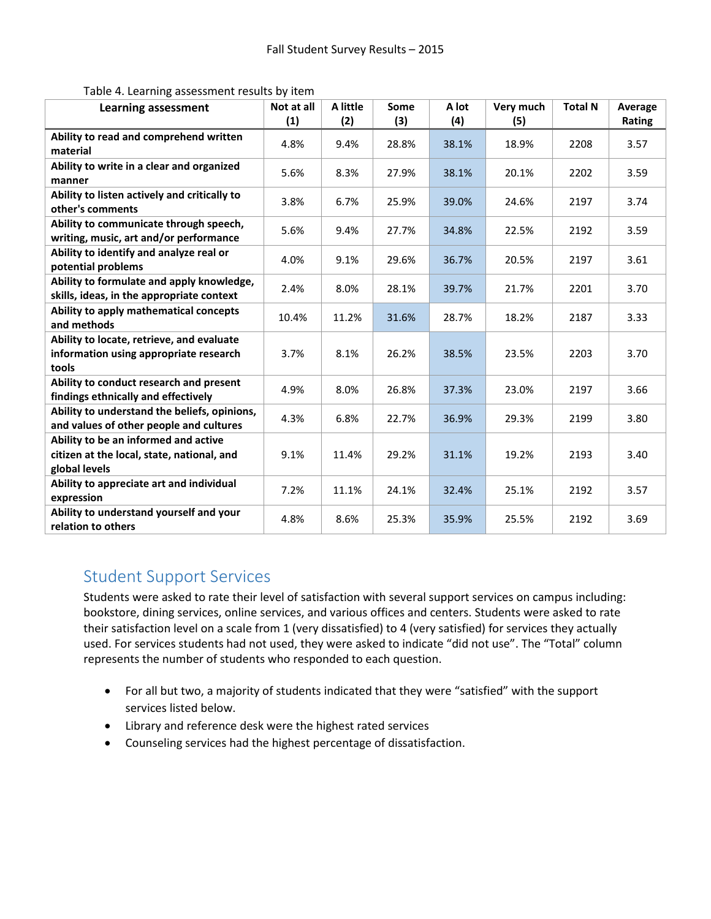Table 4. Learning assessment results by item

| Learning assessment | Not at all (1) | A little (2) | Some (3) | A lot (4) | Very much (5) | Total N | Average Rating |
|---|---|---|---|---|---|---|---|
| Ability to read and comprehend written material | 4.8% | 9.4% | 28.8% | 38.1% | 18.9% | 2208 | 3.57 |
| Ability to write in a clear and organized manner | 5.6% | 8.3% | 27.9% | 38.1% | 20.1% | 2202 | 3.59 |
| Ability to listen actively and critically to other's comments | 3.8% | 6.7% | 25.9% | 39.0% | 24.6% | 2197 | 3.74 |
| Ability to communicate through speech, writing, music, art and/or performance | 5.6% | 9.4% | 27.7% | 34.8% | 22.5% | 2192 | 3.59 |
| Ability to identify and analyze real or potential problems | 4.0% | 9.1% | 29.6% | 36.7% | 20.5% | 2197 | 3.61 |
| Ability to formulate and apply knowledge, skills, ideas, in the appropriate context | 2.4% | 8.0% | 28.1% | 39.7% | 21.7% | 2201 | 3.70 |
| Ability to apply mathematical concepts and methods | 10.4% | 11.2% | 31.6% | 28.7% | 18.2% | 2187 | 3.33 |
| Ability to locate, retrieve, and evaluate information using appropriate research tools | 3.7% | 8.1% | 26.2% | 38.5% | 23.5% | 2203 | 3.70 |
| Ability to conduct research and present findings ethnically and effectively | 4.9% | 8.0% | 26.8% | 37.3% | 23.0% | 2197 | 3.66 |
| Ability to understand the beliefs, opinions, and values of other people and cultures | 4.3% | 6.8% | 22.7% | 36.9% | 29.3% | 2199 | 3.80 |
| Ability to be an informed and active citizen at the local, state, national, and global levels | 9.1% | 11.4% | 29.2% | 31.1% | 19.2% | 2193 | 3.40 |
| Ability to appreciate art and individual expression | 7.2% | 11.1% | 24.1% | 32.4% | 25.1% | 2192 | 3.57 |
| Ability to understand yourself and your relation to others | 4.8% | 8.6% | 25.3% | 35.9% | 25.5% | 2192 | 3.69 |

## Student Support Services

Students were asked to rate their level of satisfaction with several support services on campus including: bookstore, dining services, online services, and various offices and centers. Students were asked to rate their satisfaction level on a scale from 1 (very dissatisfied) to 4 (very satisfied) for services they actually used. For services students had not used, they were asked to indicate "did not use". The "Total" column represents the number of students who responded to each question.

- For all but two, a majority of students indicated that they were "satisfied" with the support services listed below.
- Library and reference desk were the highest rated services
- Counseling services had the highest percentage of dissatisfaction.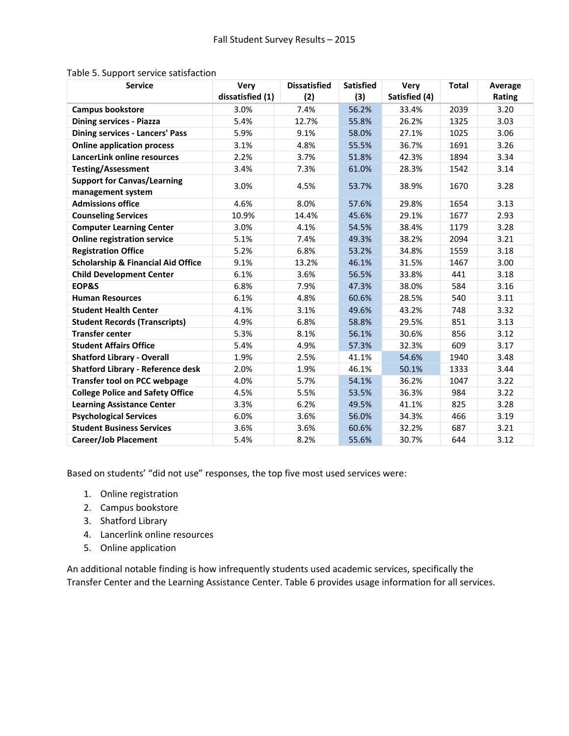Table 5. Support service satisfaction

| Service | Very dissatisfied (1) | Dissatisfied (2) | Satisfied (3) | Very Satisfied (4) | Total | Average Rating |
|---|---|---|---|---|---|---|
| **Campus bookstore** | 3.0% | 7.4% | 56.2% | 33.4% | 2039 | 3.20 |
| **Dining services - Piazza** | 5.4% | 12.7% | 55.8% | 26.2% | 1325 | 3.03 |
| **Dining services - Lancers' Pass** | 5.9% | 9.1% | 58.0% | 27.1% | 1025 | 3.06 |
| **Online application process** | 3.1% | 4.8% | 55.5% | 36.7% | 1691 | 3.26 |
| **LancerLink online resources** | 2.2% | 3.7% | 51.8% | 42.3% | 1894 | 3.34 |
| **Testing/Assessment** | 3.4% | 7.3% | 61.0% | 28.3% | 1542 | 3.14 |
| **Support for Canvas/Learning management system** | 3.0% | 4.5% | 53.7% | 38.9% | 1670 | 3.28 |
| **Admissions office** | 4.6% | 8.0% | 57.6% | 29.8% | 1654 | 3.13 |
| **Counseling Services** | 10.9% | 14.4% | 45.6% | 29.1% | 1677 | 2.93 |
| **Computer Learning Center** | 3.0% | 4.1% | 54.5% | 38.4% | 1179 | 3.28 |
| **Online registration service** | 5.1% | 7.4% | 49.3% | 38.2% | 2094 | 3.21 |
| **Registration Office** | 5.2% | 6.8% | 53.2% | 34.8% | 1559 | 3.18 |
| **Scholarship & Financial Aid Office** | 9.1% | 13.2% | 46.1% | 31.5% | 1467 | 3.00 |
| **Child Development Center** | 6.1% | 3.6% | 56.5% | 33.8% | 441 | 3.18 |
| **EOP&S** | 6.8% | 7.9% | 47.3% | 38.0% | 584 | 3.16 |
| **Human Resources** | 6.1% | 4.8% | 60.6% | 28.5% | 540 | 3.11 |
| **Student Health Center** | 4.1% | 3.1% | 49.6% | 43.2% | 748 | 3.32 |
| **Student Records (Transcripts)** | 4.9% | 6.8% | 58.8% | 29.5% | 851 | 3.13 |
| **Transfer center** | 5.3% | 8.1% | 56.1% | 30.6% | 856 | 3.12 |
| **Student Affairs Office** | 5.4% | 4.9% | 57.3% | 32.3% | 609 | 3.17 |
| **Shatford Library - Overall** | 1.9% | 2.5% | 41.1% | 54.6% | 1940 | 3.48 |
| **Shatford Library - Reference desk** | 2.0% | 1.9% | 46.1% | 50.1% | 1333 | 3.44 |
| **Transfer tool on PCC webpage** | 4.0% | 5.7% | 54.1% | 36.2% | 1047 | 3.22 |
| **College Police and Safety Office** | 4.5% | 5.5% | 53.5% | 36.3% | 984 | 3.22 |
| **Learning Assistance Center** | 3.3% | 6.2% | 49.5% | 41.1% | 825 | 3.28 |
| **Psychological Services** | 6.0% | 3.6% | 56.0% | 34.3% | 466 | 3.19 |
| **Student Business Services** | 3.6% | 3.6% | 60.6% | 32.2% | 687 | 3.21 |
| **Career/Job Placement** | 5.4% | 8.2% | 55.6% | 30.7% | 644 | 3.12 |

Based on students' "did not use" responses, the top five most used services were:

1. Online registration
2. Campus bookstore
3. Shatford Library
4. Lancerlink online resources
5. Online application

An additional notable finding is how infrequently students used academic services, specifically the Transfer Center and the Learning Assistance Center. Table 6 provides usage information for all services.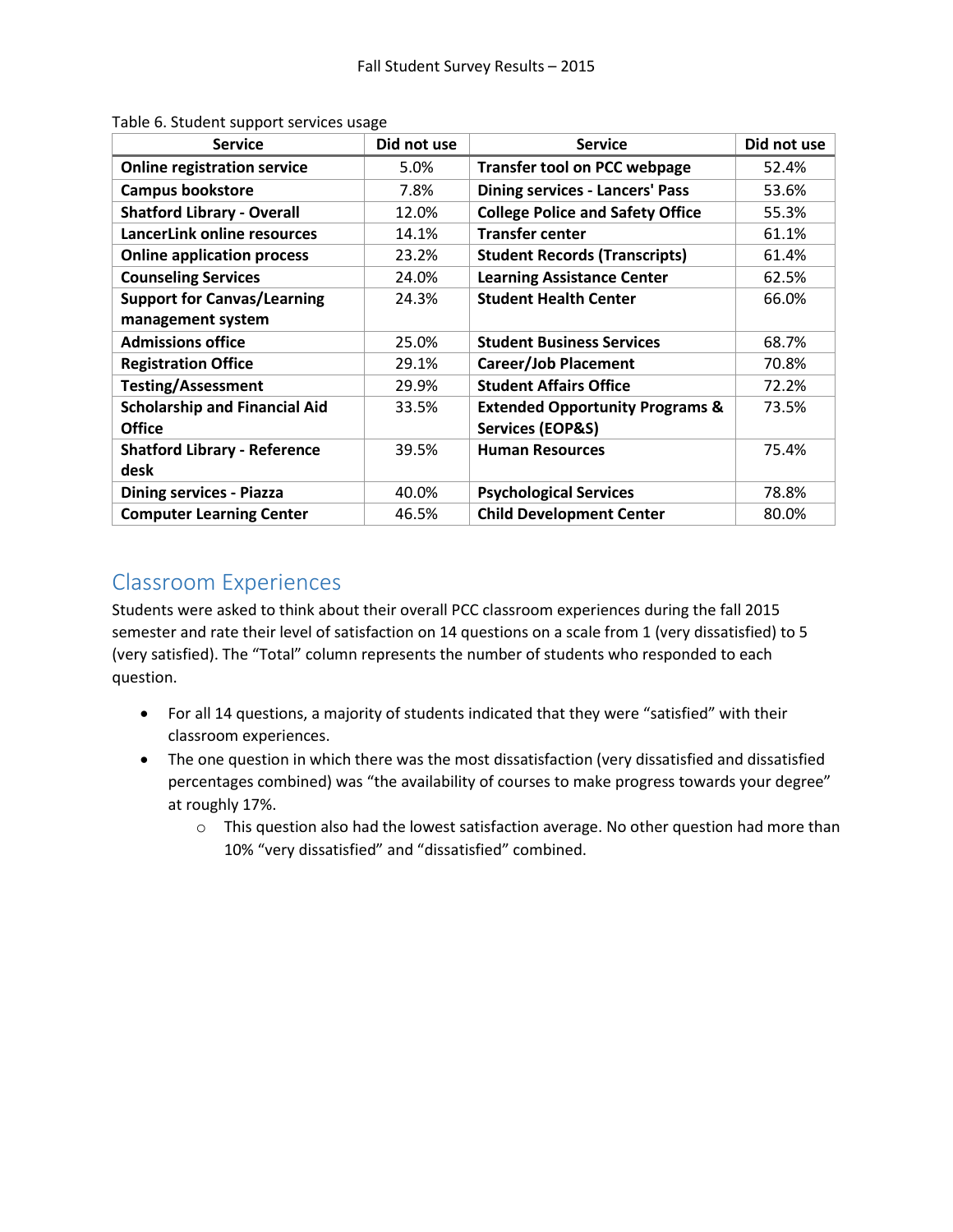Table 6. Student support services usage

| Service | Did not use | Service | Did not use |
|---|---|---|---|
| **Online registration service** | 5.0% | **Transfer tool on PCC webpage** | 52.4% |
| **Campus bookstore** | 7.8% | **Dining services - Lancers' Pass** | 53.6% |
| **Shatford Library - Overall** | 12.0% | **College Police and Safety Office** | 55.3% |
| **LancerLink online resources** | 14.1% | **Transfer center** | 61.1% |
| **Online application process** | 23.2% | **Student Records (Transcripts)** | 61.4% |
| **Counseling Services** | 24.0% | **Learning Assistance Center** | 62.5% |
| **Support for Canvas/Learning management system** | 24.3% | **Student Health Center** | 66.0% |
| **Admissions office** | 25.0% | **Student Business Services** | 68.7% |
| **Registration Office** | 29.1% | **Career/Job Placement** | 70.8% |
| **Testing/Assessment** | 29.9% | **Student Affairs Office** | 72.2% |
| **Scholarship and Financial Aid Office** | 33.5% | **Extended Opportunity Programs & Services (EOP&S)** | 73.5% |
| **Shatford Library - Reference desk** | 39.5% | **Human Resources** | 75.4% |
| **Dining services - Piazza** | 40.0% | **Psychological Services** | 78.8% |
| **Computer Learning Center** | 46.5% | **Child Development Center** | 80.0% |

## Classroom Experiences

Students were asked to think about their overall PCC classroom experiences during the fall 2015 semester and rate their level of satisfaction on 14 questions on a scale from 1 (very dissatisfied) to 5 (very satisfied). The "Total" column represents the number of students who responded to each question.

- For all 14 questions, a majority of students indicated that they were "satisfied" with their classroom experiences.
- The one question in which there was the most dissatisfaction (very dissatisfied and dissatisfied percentages combined) was "the availability of courses to make progress towards your degree" at roughly 17%.
  - This question also had the lowest satisfaction average. No other question had more than 10% "very dissatisfied" and "dissatisfied" combined.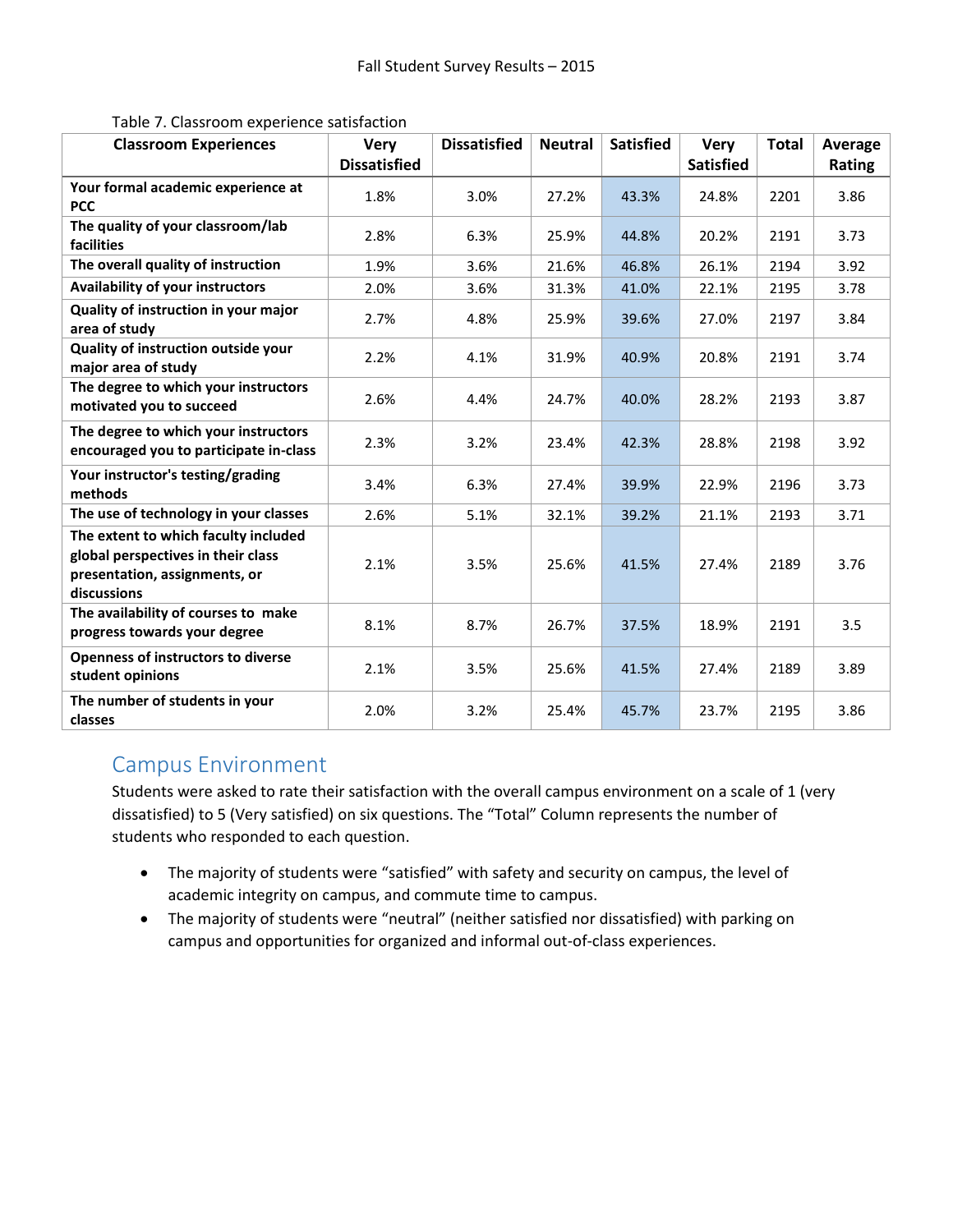Table 7. Classroom experience satisfaction

| Classroom Experiences | Very Dissatisfied | Dissatisfied | Neutral | Satisfied | Very Satisfied | Total | Average Rating |
|---|---|---|---|---|---|---|---|
| Your formal academic experience at PCC | 1.8% | 3.0% | 27.2% | 43.3% | 24.8% | 2201 | 3.86 |
| The quality of your classroom/lab facilities | 2.8% | 6.3% | 25.9% | 44.8% | 20.2% | 2191 | 3.73 |
| The overall quality of instruction | 1.9% | 3.6% | 21.6% | 46.8% | 26.1% | 2194 | 3.92 |
| Availability of your instructors | 2.0% | 3.6% | 31.3% | 41.0% | 22.1% | 2195 | 3.78 |
| Quality of instruction in your major area of study | 2.7% | 4.8% | 25.9% | 39.6% | 27.0% | 2197 | 3.84 |
| Quality of instruction outside your major area of study | 2.2% | 4.1% | 31.9% | 40.9% | 20.8% | 2191 | 3.74 |
| The degree to which your instructors motivated you to succeed | 2.6% | 4.4% | 24.7% | 40.0% | 28.2% | 2193 | 3.87 |
| The degree to which your instructors encouraged you to participate in-class | 2.3% | 3.2% | 23.4% | 42.3% | 28.8% | 2198 | 3.92 |
| Your instructor's testing/grading methods | 3.4% | 6.3% | 27.4% | 39.9% | 22.9% | 2196 | 3.73 |
| The use of technology in your classes | 2.6% | 5.1% | 32.1% | 39.2% | 21.1% | 2193 | 3.71 |
| The extent to which faculty included global perspectives in their class presentation, assignments, or discussions | 2.1% | 3.5% | 25.6% | 41.5% | 27.4% | 2189 | 3.76 |
| The availability of courses to make progress towards your degree | 8.1% | 8.7% | 26.7% | 37.5% | 18.9% | 2191 | 3.5 |
| Openness of instructors to diverse student opinions | 2.1% | 3.5% | 25.6% | 41.5% | 27.4% | 2189 | 3.89 |
| The number of students in your classes | 2.0% | 3.2% | 25.4% | 45.7% | 23.7% | 2195 | 3.86 |

## Campus Environment

Students were asked to rate their satisfaction with the overall campus environment on a scale of 1 (very dissatisfied) to 5 (Very satisfied) on six questions. The "Total" Column represents the number of students who responded to each question.

- The majority of students were "satisfied" with safety and security on campus, the level of academic integrity on campus, and commute time to campus.
- The majority of students were "neutral" (neither satisfied nor dissatisfied) with parking on campus and opportunities for organized and informal out-of-class experiences.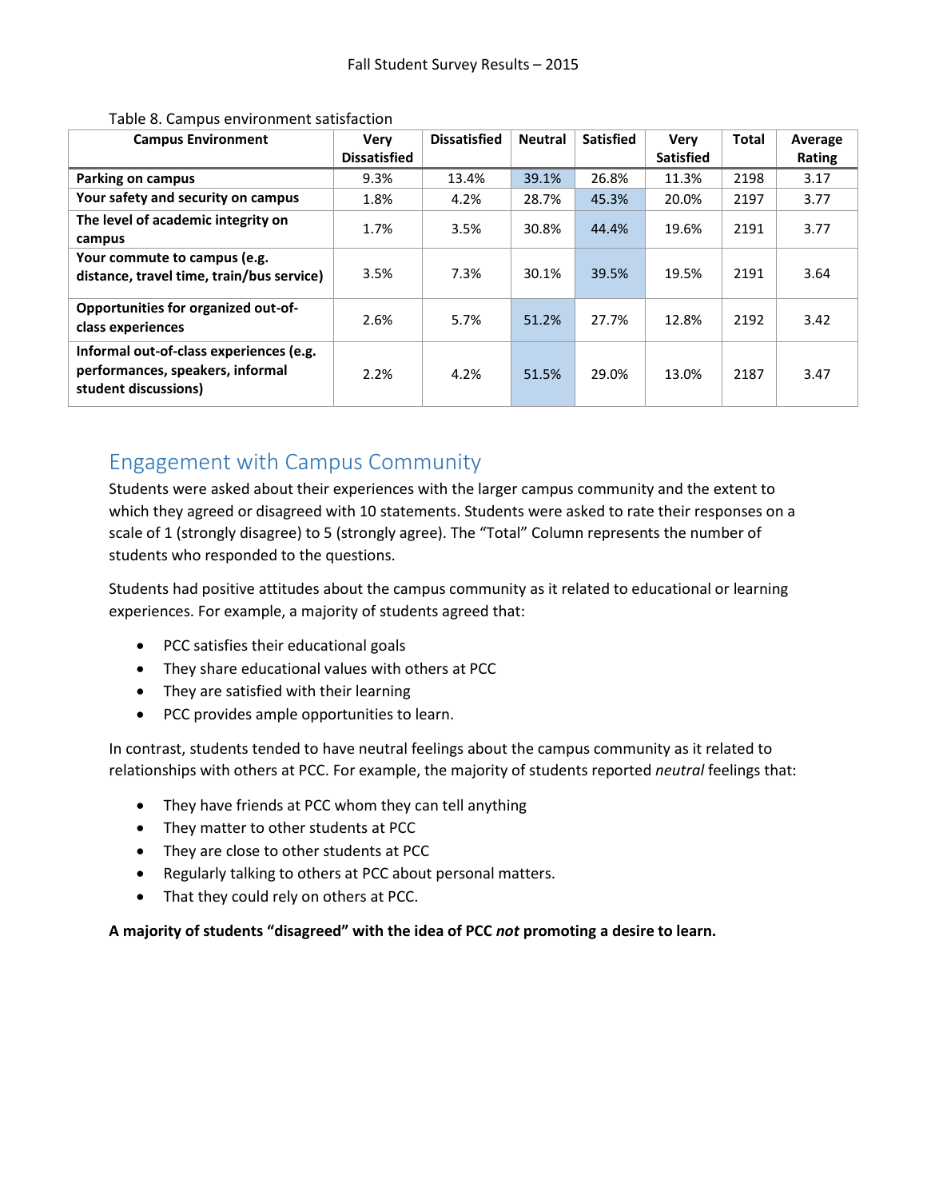Table 8. Campus environment satisfaction

| Campus Environment | Very Dissatisfied | Dissatisfied | Neutral | Satisfied | Very Satisfied | Total | Average Rating |
|---|---|---|---|---|---|---|---|
| **Parking on campus** | 9.3% | 13.4% | 39.1% | 26.8% | 11.3% | 2198 | 3.17 |
| **Your safety and security on campus** | 1.8% | 4.2% | 28.7% | 45.3% | 20.0% | 2197 | 3.77 |
| **The level of academic integrity on campus** | 1.7% | 3.5% | 30.8% | 44.4% | 19.6% | 2191 | 3.77 |
| **Your commute to campus (e.g. distance, travel time, train/bus service)** | 3.5% | 7.3% | 30.1% | 39.5% | 19.5% | 2191 | 3.64 |
| **Opportunities for organized out-of-class experiences** | 2.6% | 5.7% | 51.2% | 27.7% | 12.8% | 2192 | 3.42 |
| **Informal out-of-class experiences (e.g. performances, speakers, informal student discussions)** | 2.2% | 4.2% | 51.5% | 29.0% | 13.0% | 2187 | 3.47 |

## Engagement with Campus Community

Students were asked about their experiences with the larger campus community and the extent to which they agreed or disagreed with 10 statements. Students were asked to rate their responses on a scale of 1 (strongly disagree) to 5 (strongly agree). The "Total" Column represents the number of students who responded to the questions.

Students had positive attitudes about the campus community as it related to educational or learning experiences. For example, a majority of students agreed that:

- PCC satisfies their educational goals
- They share educational values with others at PCC
- They are satisfied with their learning
- PCC provides ample opportunities to learn.

In contrast, students tended to have neutral feelings about the campus community as it related to relationships with others at PCC. For example, the majority of students reported *neutral* feelings that:

- They have friends at PCC whom they can tell anything
- They matter to other students at PCC
- They are close to other students at PCC
- Regularly talking to others at PCC about personal matters.
- That they could rely on others at PCC.

**A majority of students "disagreed" with the idea of PCC *not* promoting a desire to learn.**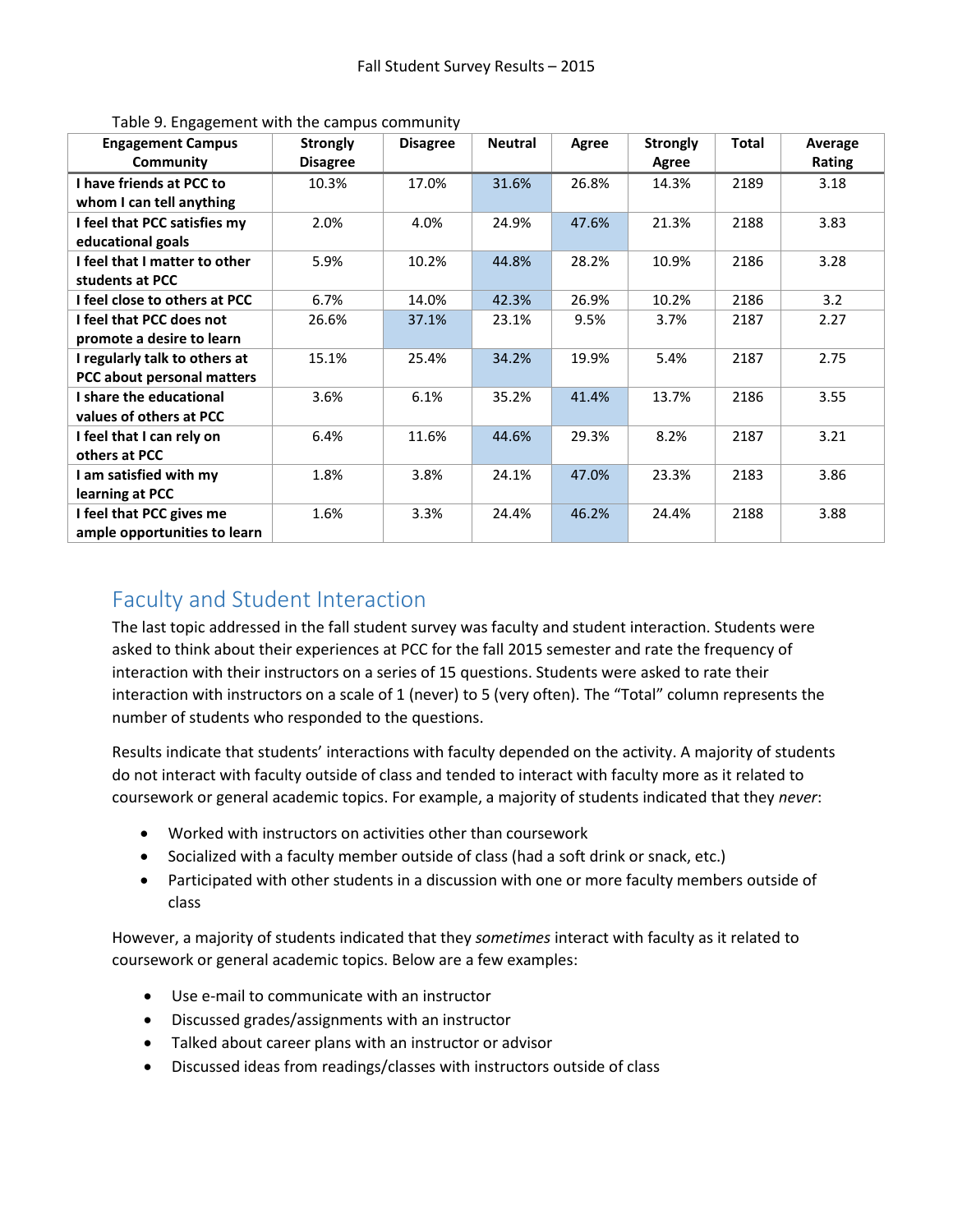Table 9. Engagement with the campus community

| Engagement Campus Community | Strongly Disagree | Disagree | Neutral | Agree | Strongly Agree | Total | Average Rating |
|---|---|---|---|---|---|---|---|
| I have friends at PCC to whom I can tell anything | 10.3% | 17.0% | 31.6% | 26.8% | 14.3% | 2189 | 3.18 |
| I feel that PCC satisfies my educational goals | 2.0% | 4.0% | 24.9% | 47.6% | 21.3% | 2188 | 3.83 |
| I feel that I matter to other students at PCC | 5.9% | 10.2% | 44.8% | 28.2% | 10.9% | 2186 | 3.28 |
| I feel close to others at PCC | 6.7% | 14.0% | 42.3% | 26.9% | 10.2% | 2186 | 3.2 |
| I feel that PCC does not promote a desire to learn | 26.6% | 37.1% | 23.1% | 9.5% | 3.7% | 2187 | 2.27 |
| I regularly talk to others at PCC about personal matters | 15.1% | 25.4% | 34.2% | 19.9% | 5.4% | 2187 | 2.75 |
| I share the educational values of others at PCC | 3.6% | 6.1% | 35.2% | 41.4% | 13.7% | 2186 | 3.55 |
| I feel that I can rely on others at PCC | 6.4% | 11.6% | 44.6% | 29.3% | 8.2% | 2187 | 3.21 |
| I am satisfied with my learning at PCC | 1.8% | 3.8% | 24.1% | 47.0% | 23.3% | 2183 | 3.86 |
| I feel that PCC gives me ample opportunities to learn | 1.6% | 3.3% | 24.4% | 46.2% | 24.4% | 2188 | 3.88 |

## Faculty and Student Interaction

The last topic addressed in the fall student survey was faculty and student interaction. Students were asked to think about their experiences at PCC for the fall 2015 semester and rate the frequency of interaction with their instructors on a series of 15 questions. Students were asked to rate their interaction with instructors on a scale of 1 (never) to 5 (very often). The "Total" column represents the number of students who responded to the questions.

Results indicate that students' interactions with faculty depended on the activity. A majority of students do not interact with faculty outside of class and tended to interact with faculty more as it related to coursework or general academic topics. For example, a majority of students indicated that they *never*:

- Worked with instructors on activities other than coursework
- Socialized with a faculty member outside of class (had a soft drink or snack, etc.)
- Participated with other students in a discussion with one or more faculty members outside of class

However, a majority of students indicated that they *sometimes* interact with faculty as it related to coursework or general academic topics. Below are a few examples:

- Use e-mail to communicate with an instructor
- Discussed grades/assignments with an instructor
- Talked about career plans with an instructor or advisor
- Discussed ideas from readings/classes with instructors outside of class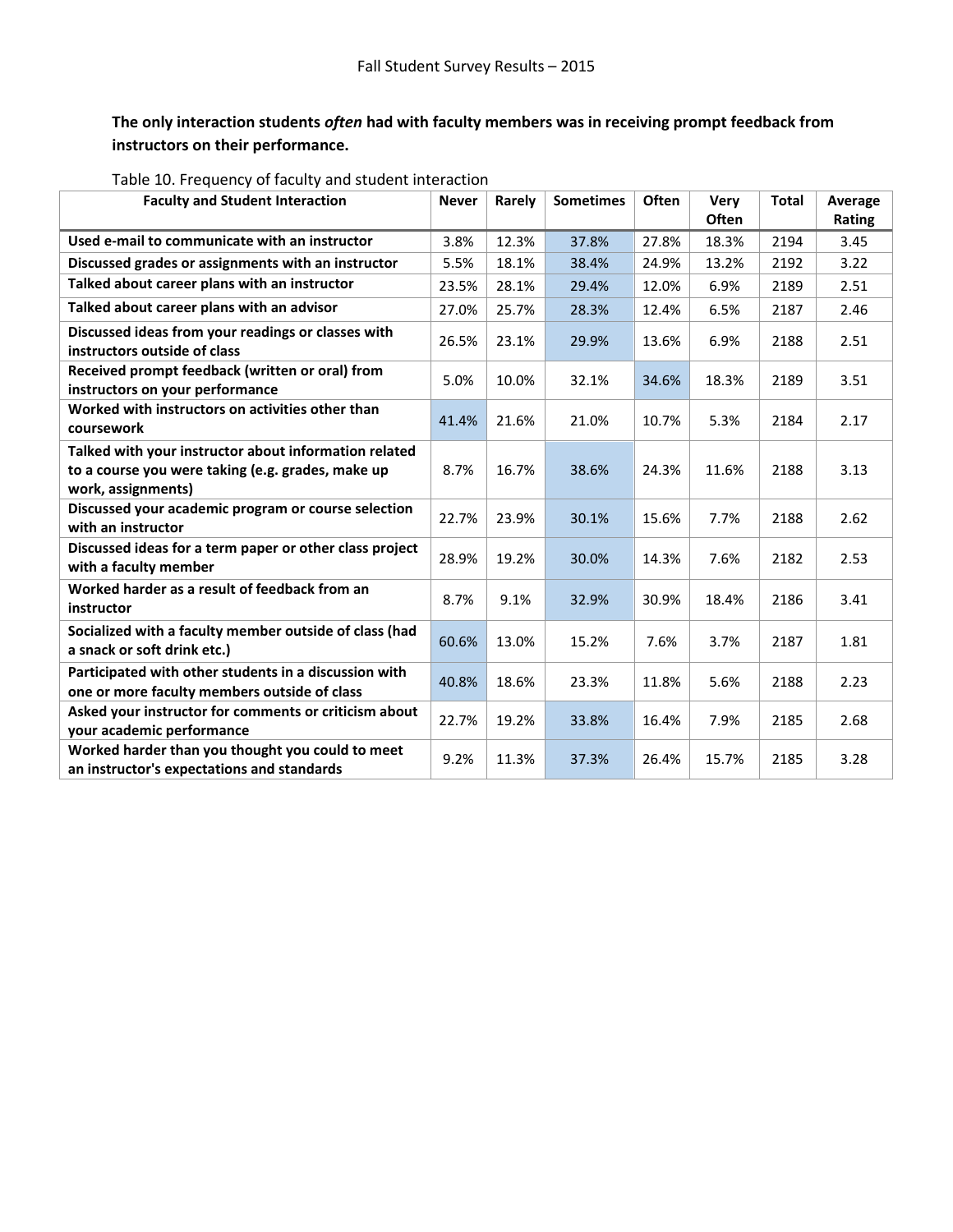**The only interaction students *often* had with faculty members was in receiving prompt feedback from instructors on their performance.**

Table 10. Frequency of faculty and student interaction

| Faculty and Student Interaction | Never | Rarely | Sometimes | Often | Very Often | Total | Average Rating |
|---|---|---|---|---|---|---|---|
| **Used e-mail to communicate with an instructor** | 3.8% | 12.3% | 37.8% | 27.8% | 18.3% | 2194 | 3.45 |
| **Discussed grades or assignments with an instructor** | 5.5% | 18.1% | 38.4% | 24.9% | 13.2% | 2192 | 3.22 |
| **Talked about career plans with an instructor** | 23.5% | 28.1% | 29.4% | 12.0% | 6.9% | 2189 | 2.51 |
| **Talked about career plans with an advisor** | 27.0% | 25.7% | 28.3% | 12.4% | 6.5% | 2187 | 2.46 |
| **Discussed ideas from your readings or classes with instructors outside of class** | 26.5% | 23.1% | 29.9% | 13.6% | 6.9% | 2188 | 2.51 |
| **Received prompt feedback (written or oral) from instructors on your performance** | 5.0% | 10.0% | 32.1% | 34.6% | 18.3% | 2189 | 3.51 |
| **Worked with instructors on activities other than coursework** | 41.4% | 21.6% | 21.0% | 10.7% | 5.3% | 2184 | 2.17 |
| **Talked with your instructor about information related to a course you were taking (e.g. grades, make up work, assignments)** | 8.7% | 16.7% | 38.6% | 24.3% | 11.6% | 2188 | 3.13 |
| **Discussed your academic program or course selection with an instructor** | 22.7% | 23.9% | 30.1% | 15.6% | 7.7% | 2188 | 2.62 |
| **Discussed ideas for a term paper or other class project with a faculty member** | 28.9% | 19.2% | 30.0% | 14.3% | 7.6% | 2182 | 2.53 |
| **Worked harder as a result of feedback from an instructor** | 8.7% | 9.1% | 32.9% | 30.9% | 18.4% | 2186 | 3.41 |
| **Socialized with a faculty member outside of class (had a snack or soft drink etc.)** | 60.6% | 13.0% | 15.2% | 7.6% | 3.7% | 2187 | 1.81 |
| **Participated with other students in a discussion with one or more faculty members outside of class** | 40.8% | 18.6% | 23.3% | 11.8% | 5.6% | 2188 | 2.23 |
| **Asked your instructor for comments or criticism about your academic performance** | 22.7% | 19.2% | 33.8% | 16.4% | 7.9% | 2185 | 2.68 |
| **Worked harder than you thought you could to meet an instructor's expectations and standards** | 9.2% | 11.3% | 37.3% | 26.4% | 15.7% | 2185 | 3.28 |